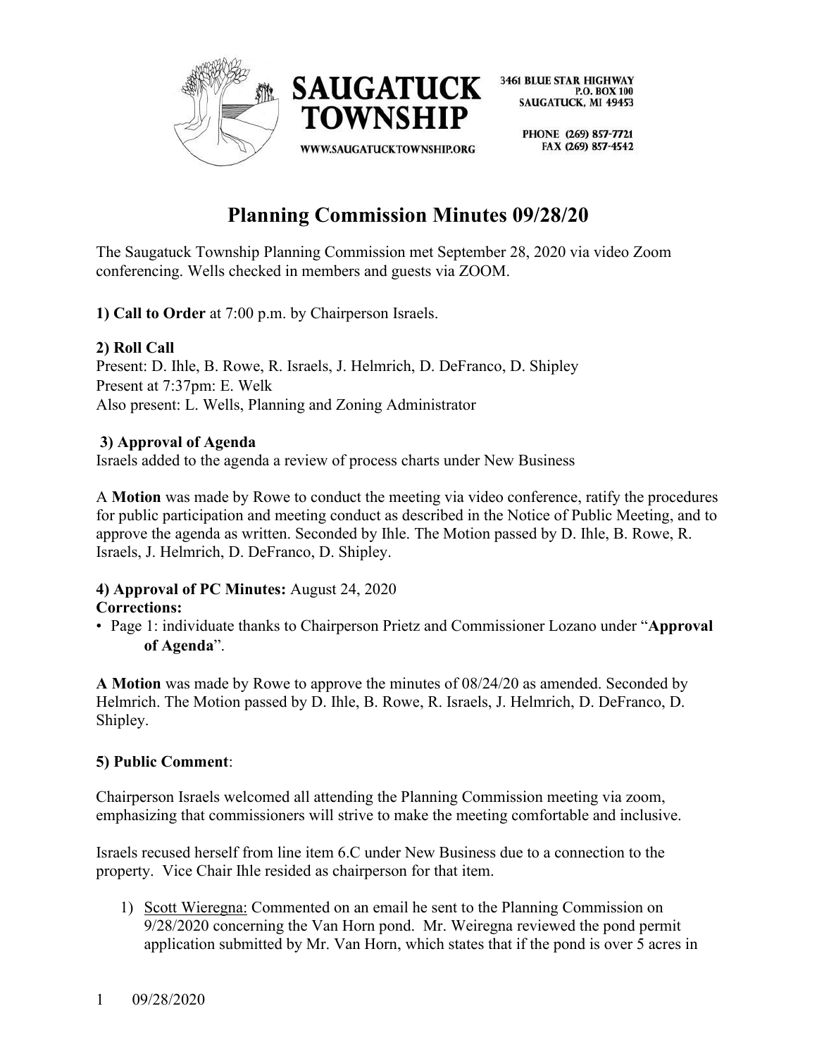SAUGATUCK TOWNSHIP

WWW.SAUGATUCKTOWNSHIP.ORG

3461 BLUE STAR HIGHWAY
P.O. BOX 100
SAUGATUCK, MI 49453

PHONE (269) 857-7721
FAX (269) 857-4542

# Planning Commission Minutes 09/28/20

The Saugatuck Township Planning Commission met September 28, 2020 via video Zoom conferencing. Wells checked in members and guests via ZOOM.

**1) Call to Order** at 7:00 p.m. by Chairperson Israels.

**2) Roll Call**
Present: D. Ihle, B. Rowe, R. Israels, J. Helmrich, D. DeFranco, D. Shipley
Present at 7:37pm: E. Welk
Also present: L. Wells, Planning and Zoning Administrator

**3) Approval of Agenda**
Israels added to the agenda a review of process charts under New Business

A **Motion** was made by Rowe to conduct the meeting via video conference, ratify the procedures for public participation and meeting conduct as described in the Notice of Public Meeting, and to approve the agenda as written. Seconded by Ihle. The Motion passed by D. Ihle, B. Rowe, R. Israels, J. Helmrich, D. DeFranco, D. Shipley.

**4) Approval of PC Minutes:** August 24, 2020
**Corrections:**

- Page 1: individuate thanks to Chairperson Prietz and Commissioner Lozano under "**Approval of Agenda**".

**A Motion** was made by Rowe to approve the minutes of 08/24/20 as amended. Seconded by Helmrich. The Motion passed by D. Ihle, B. Rowe, R. Israels, J. Helmrich, D. DeFranco, D. Shipley.

**5) Public Comment**:

Chairperson Israels welcomed all attending the Planning Commission meeting via zoom, emphasizing that commissioners will strive to make the meeting comfortable and inclusive.

Israels recused herself from line item 6.C under New Business due to a connection to the property. Vice Chair Ihle resided as chairperson for that item.

1) Scott Wieregna: Commented on an email he sent to the Planning Commission on 9/28/2020 concerning the Van Horn pond. Mr. Weiregna reviewed the pond permit application submitted by Mr. Van Horn, which states that if the pond is over 5 acres in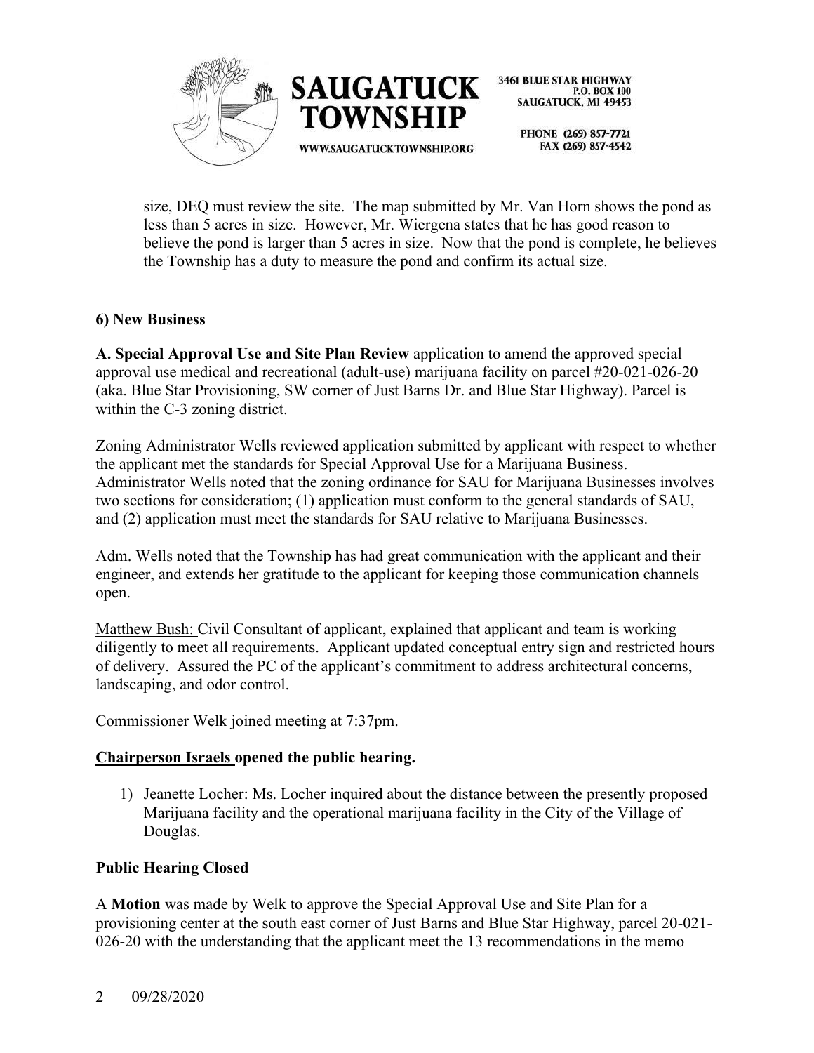size, DEQ must review the site. The map submitted by Mr. Van Horn shows the pond as less than 5 acres in size. However, Mr. Wiergena states that he has good reason to believe the pond is larger than 5 acres in size. Now that the pond is complete, he believes the Township has a duty to measure the pond and confirm its actual size.

**6) New Business**

**A. Special Approval Use and Site Plan Review** application to amend the approved special approval use medical and recreational (adult-use) marijuana facility on parcel #20-021-026-20 (aka. Blue Star Provisioning, SW corner of Just Barns Dr. and Blue Star Highway). Parcel is within the C-3 zoning district.

Zoning Administrator Wells reviewed application submitted by applicant with respect to whether the applicant met the standards for Special Approval Use for a Marijuana Business. Administrator Wells noted that the zoning ordinance for SAU for Marijuana Businesses involves two sections for consideration; (1) application must conform to the general standards of SAU, and (2) application must meet the standards for SAU relative to Marijuana Businesses.

Adm. Wells noted that the Township has had great communication with the applicant and their engineer, and extends her gratitude to the applicant for keeping those communication channels open.

Matthew Bush: Civil Consultant of applicant, explained that applicant and team is working diligently to meet all requirements. Applicant updated conceptual entry sign and restricted hours of delivery. Assured the PC of the applicant's commitment to address architectural concerns, landscaping, and odor control.

Commissioner Welk joined meeting at 7:37pm.

**Chairperson Israels opened the public hearing.**

1) Jeanette Locher: Ms. Locher inquired about the distance between the presently proposed Marijuana facility and the operational marijuana facility in the City of the Village of Douglas.

**Public Hearing Closed**

A **Motion** was made by Welk to approve the Special Approval Use and Site Plan for a provisioning center at the south east corner of Just Barns and Blue Star Highway, parcel 20-021-026-20 with the understanding that the applicant meet the 13 recommendations in the memo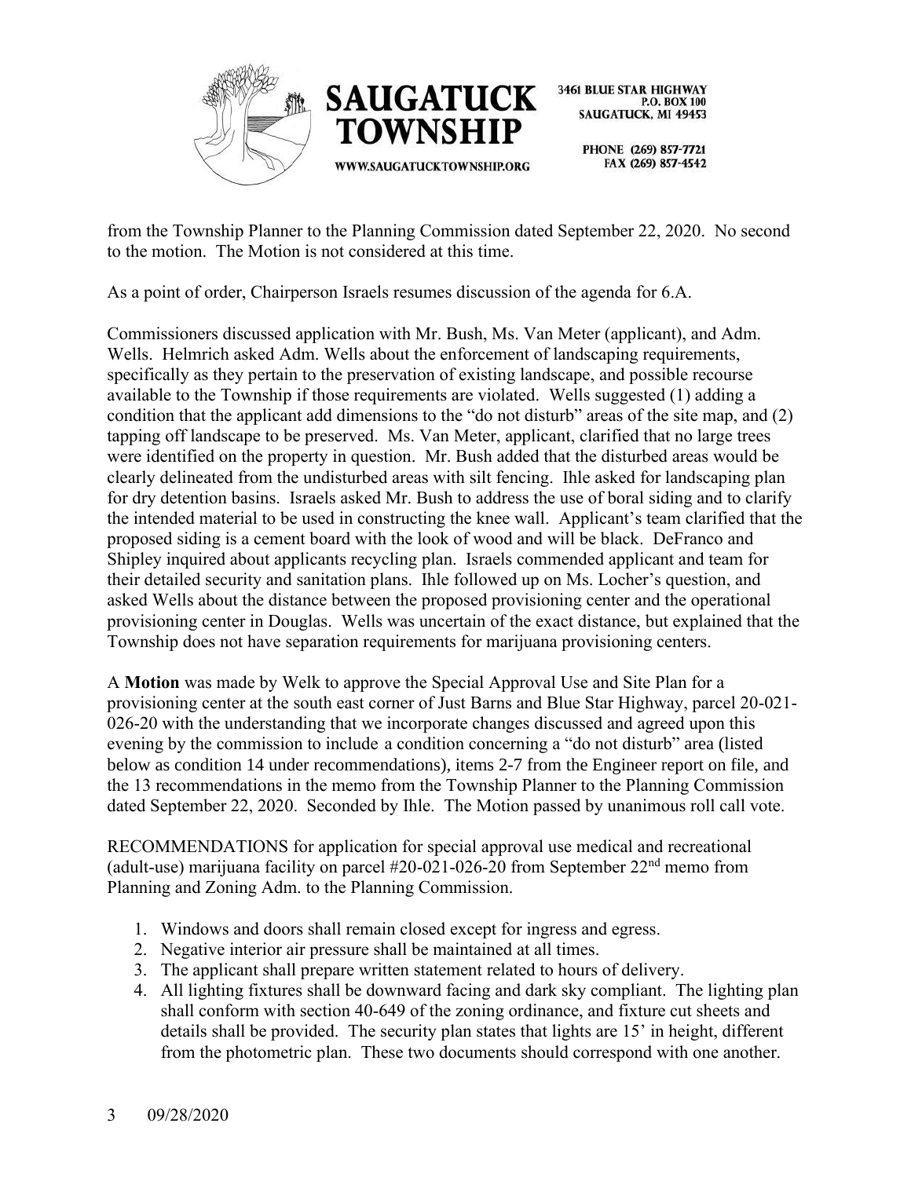from the Township Planner to the Planning Commission dated September 22, 2020. No second to the motion. The Motion is not considered at this time.

As a point of order, Chairperson Israels resumes discussion of the agenda for 6.A.

Commissioners discussed application with Mr. Bush, Ms. Van Meter (applicant), and Adm. Wells. Helmrich asked Adm. Wells about the enforcement of landscaping requirements, specifically as they pertain to the preservation of existing landscape, and possible recourse available to the Township if those requirements are violated. Wells suggested (1) adding a condition that the applicant add dimensions to the "do not disturb" areas of the site map, and (2) tapping off landscape to be preserved. Ms. Van Meter, applicant, clarified that no large trees were identified on the property in question. Mr. Bush added that the disturbed areas would be clearly delineated from the undisturbed areas with silt fencing. Ihle asked for landscaping plan for dry detention basins. Israels asked Mr. Bush to address the use of boral siding and to clarify the intended material to be used in constructing the knee wall. Applicant's team clarified that the proposed siding is a cement board with the look of wood and will be black. DeFranco and Shipley inquired about applicants recycling plan. Israels commended applicant and team for their detailed security and sanitation plans. Ihle followed up on Ms. Locher's question, and asked Wells about the distance between the proposed provisioning center and the operational provisioning center in Douglas. Wells was uncertain of the exact distance, but explained that the Township does not have separation requirements for marijuana provisioning centers.

A **Motion** was made by Welk to approve the Special Approval Use and Site Plan for a provisioning center at the south east corner of Just Barns and Blue Star Highway, parcel 20-021-026-20 with the understanding that we incorporate changes discussed and agreed upon this evening by the commission to include a condition concerning a "do not disturb" area (listed below as condition 14 under recommendations), items 2-7 from the Engineer report on file, and the 13 recommendations in the memo from the Township Planner to the Planning Commission dated September 22, 2020. Seconded by Ihle. The Motion passed by unanimous roll call vote.

RECOMMENDATIONS for application for special approval use medical and recreational (adult-use) marijuana facility on parcel #20-021-026-20 from September 22nd memo from Planning and Zoning Adm. to the Planning Commission.

1. Windows and doors shall remain closed except for ingress and egress.
2. Negative interior air pressure shall be maintained at all times.
3. The applicant shall prepare written statement related to hours of delivery.
4. All lighting fixtures shall be downward facing and dark sky compliant. The lighting plan shall conform with section 40-649 of the zoning ordinance, and fixture cut sheets and details shall be provided. The security plan states that lights are 15' in height, different from the photometric plan. These two documents should correspond with one another.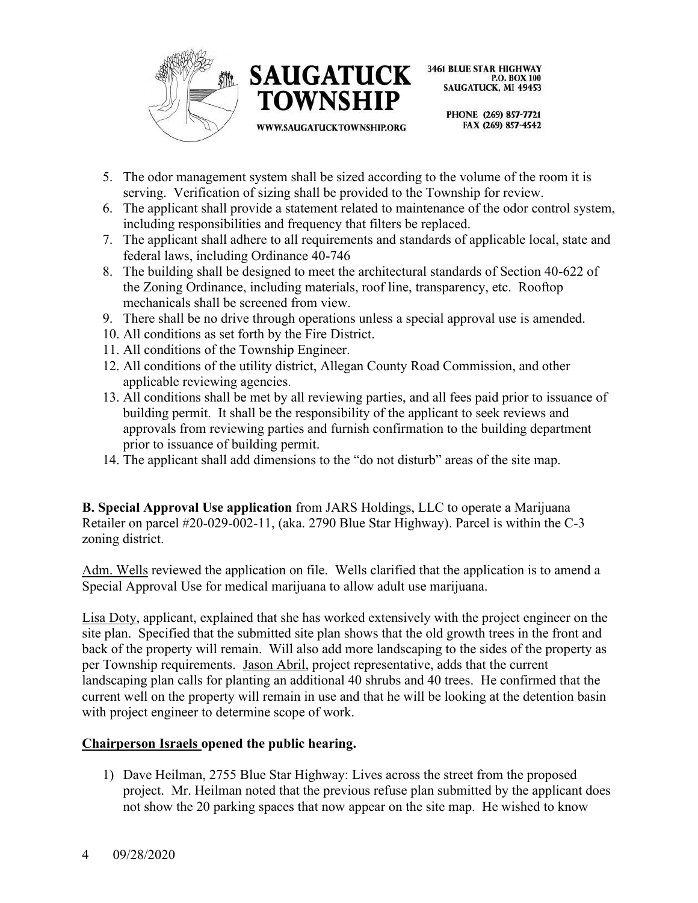5. The odor management system shall be sized according to the volume of the room it is serving. Verification of sizing shall be provided to the Township for review.
6. The applicant shall provide a statement related to maintenance of the odor control system, including responsibilities and frequency that filters be replaced.
7. The applicant shall adhere to all requirements and standards of applicable local, state and federal laws, including Ordinance 40-746
8. The building shall be designed to meet the architectural standards of Section 40-622 of the Zoning Ordinance, including materials, roof line, transparency, etc. Rooftop mechanicals shall be screened from view.
9. There shall be no drive through operations unless a special approval use is amended.
10. All conditions as set forth by the Fire District.
11. All conditions of the Township Engineer.
12. All conditions of the utility district, Allegan County Road Commission, and other applicable reviewing agencies.
13. All conditions shall be met by all reviewing parties, and all fees paid prior to issuance of building permit. It shall be the responsibility of the applicant to seek reviews and approvals from reviewing parties and furnish confirmation to the building department prior to issuance of building permit.
14. The applicant shall add dimensions to the "do not disturb" areas of the site map.

**B. Special Approval Use application** from JARS Holdings, LLC to operate a Marijuana Retailer on parcel #20-029-002-11, (aka. 2790 Blue Star Highway). Parcel is within the C-3 zoning district.

Adm. Wells reviewed the application on file. Wells clarified that the application is to amend a Special Approval Use for medical marijuana to allow adult use marijuana.

Lisa Doty, applicant, explained that she has worked extensively with the project engineer on the site plan. Specified that the submitted site plan shows that the old growth trees in the front and back of the property will remain. Will also add more landscaping to the sides of the property as per Township requirements. Jason Abril, project representative, adds that the current landscaping plan calls for planting an additional 40 shrubs and 40 trees. He confirmed that the current well on the property will remain in use and that he will be looking at the detention basin with project engineer to determine scope of work.

**Chairperson Israels opened the public hearing.**

1) Dave Heilman, 2755 Blue Star Highway: Lives across the street from the proposed project. Mr. Heilman noted that the previous refuse plan submitted by the applicant does not show the 20 parking spaces that now appear on the site map. He wished to know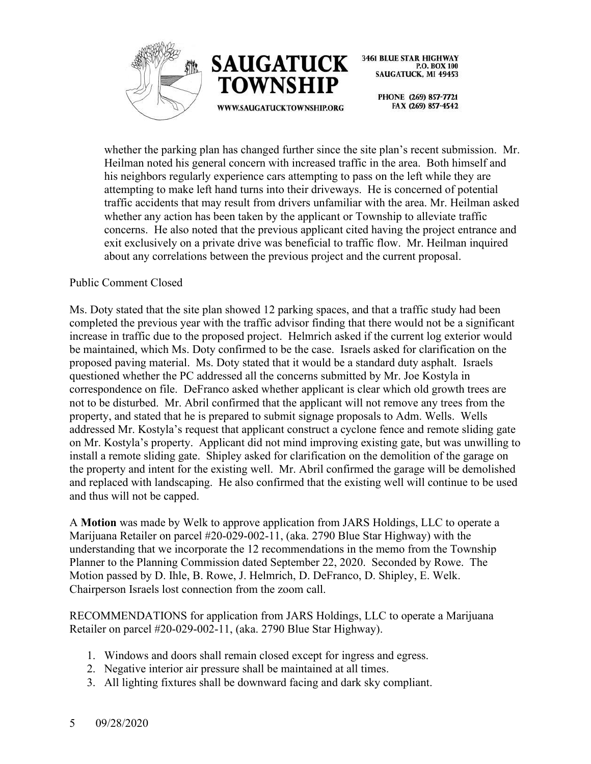whether the parking plan has changed further since the site plan's recent submission. Mr. Heilman noted his general concern with increased traffic in the area. Both himself and his neighbors regularly experience cars attempting to pass on the left while they are attempting to make left hand turns into their driveways. He is concerned of potential traffic accidents that may result from drivers unfamiliar with the area. Mr. Heilman asked whether any action has been taken by the applicant or Township to alleviate traffic concerns. He also noted that the previous applicant cited having the project entrance and exit exclusively on a private drive was beneficial to traffic flow. Mr. Heilman inquired about any correlations between the previous project and the current proposal.

Public Comment Closed

Ms. Doty stated that the site plan showed 12 parking spaces, and that a traffic study had been completed the previous year with the traffic advisor finding that there would not be a significant increase in traffic due to the proposed project. Helmrich asked if the current log exterior would be maintained, which Ms. Doty confirmed to be the case. Israels asked for clarification on the proposed paving material. Ms. Doty stated that it would be a standard duty asphalt. Israels questioned whether the PC addressed all the concerns submitted by Mr. Joe Kostyla in correspondence on file. DeFranco asked whether applicant is clear which old growth trees are not to be disturbed. Mr. Abril confirmed that the applicant will not remove any trees from the property, and stated that he is prepared to submit signage proposals to Adm. Wells. Wells addressed Mr. Kostyla's request that applicant construct a cyclone fence and remote sliding gate on Mr. Kostyla's property. Applicant did not mind improving existing gate, but was unwilling to install a remote sliding gate. Shipley asked for clarification on the demolition of the garage on the property and intent for the existing well. Mr. Abril confirmed the garage will be demolished and replaced with landscaping. He also confirmed that the existing well will continue to be used and thus will not be capped.

A **Motion** was made by Welk to approve application from JARS Holdings, LLC to operate a Marijuana Retailer on parcel #20-029-002-11, (aka. 2790 Blue Star Highway) with the understanding that we incorporate the 12 recommendations in the memo from the Township Planner to the Planning Commission dated September 22, 2020. Seconded by Rowe. The Motion passed by D. Ihle, B. Rowe, J. Helmrich, D. DeFranco, D. Shipley, E. Welk. Chairperson Israels lost connection from the zoom call.

RECOMMENDATIONS for application from JARS Holdings, LLC to operate a Marijuana Retailer on parcel #20-029-002-11, (aka. 2790 Blue Star Highway).

1. Windows and doors shall remain closed except for ingress and egress.
2. Negative interior air pressure shall be maintained at all times.
3. All lighting fixtures shall be downward facing and dark sky compliant.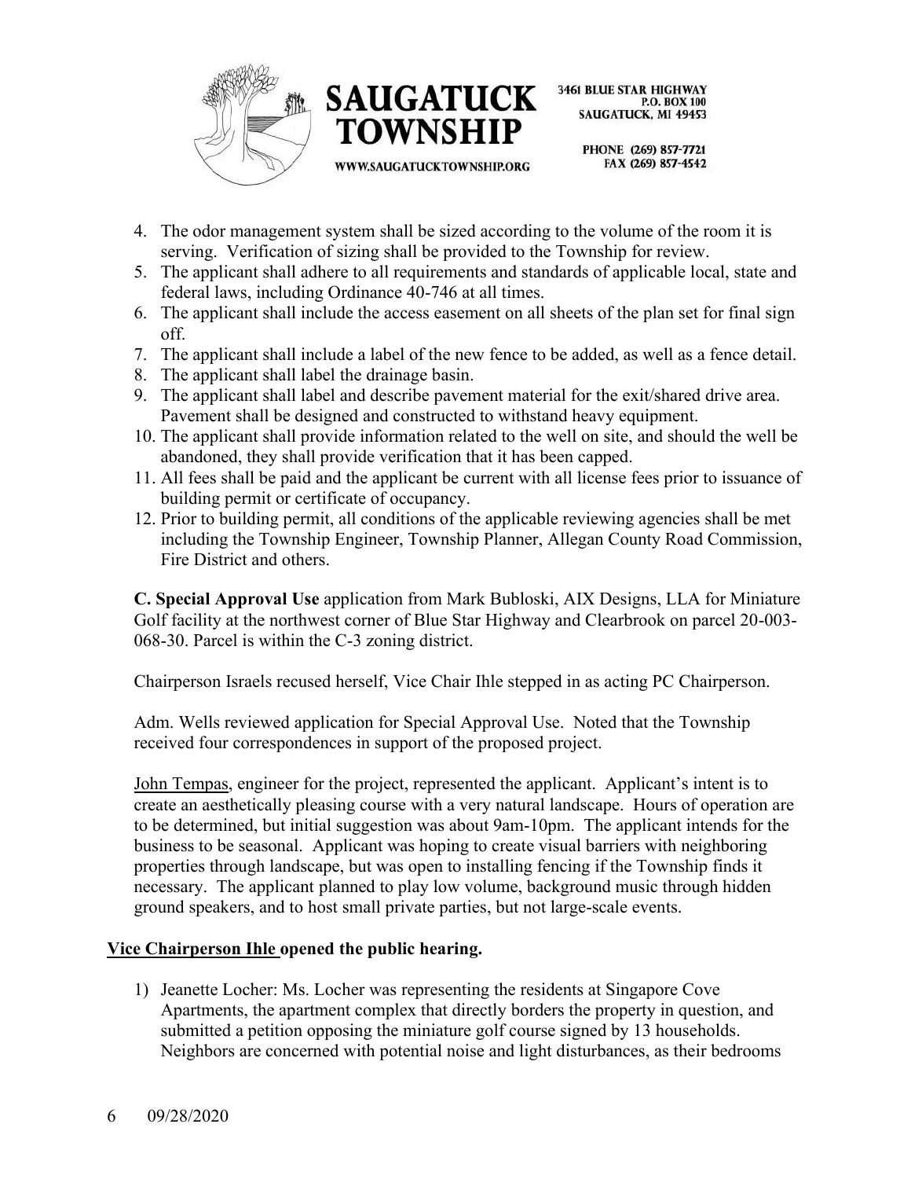4. The odor management system shall be sized according to the volume of the room it is serving. Verification of sizing shall be provided to the Township for review.
5. The applicant shall adhere to all requirements and standards of applicable local, state and federal laws, including Ordinance 40-746 at all times.
6. The applicant shall include the access easement on all sheets of the plan set for final sign off.
7. The applicant shall include a label of the new fence to be added, as well as a fence detail.
8. The applicant shall label the drainage basin.
9. The applicant shall label and describe pavement material for the exit/shared drive area. Pavement shall be designed and constructed to withstand heavy equipment.
10. The applicant shall provide information related to the well on site, and should the well be abandoned, they shall provide verification that it has been capped.
11. All fees shall be paid and the applicant be current with all license fees prior to issuance of building permit or certificate of occupancy.
12. Prior to building permit, all conditions of the applicable reviewing agencies shall be met including the Township Engineer, Township Planner, Allegan County Road Commission, Fire District and others.

**C. Special Approval Use** application from Mark Bubloski, AIX Designs, LLA for Miniature Golf facility at the northwest corner of Blue Star Highway and Clearbrook on parcel 20-003-068-30. Parcel is within the C-3 zoning district.

Chairperson Israels recused herself, Vice Chair Ihle stepped in as acting PC Chairperson.

Adm. Wells reviewed application for Special Approval Use. Noted that the Township received four correspondences in support of the proposed project.

John Tempas, engineer for the project, represented the applicant. Applicant's intent is to create an aesthetically pleasing course with a very natural landscape. Hours of operation are to be determined, but initial suggestion was about 9am-10pm. The applicant intends for the business to be seasonal. Applicant was hoping to create visual barriers with neighboring properties through landscape, but was open to installing fencing if the Township finds it necessary. The applicant planned to play low volume, background music through hidden ground speakers, and to host small private parties, but not large-scale events.

**Vice Chairperson Ihle opened the public hearing.**

1) Jeanette Locher: Ms. Locher was representing the residents at Singapore Cove Apartments, the apartment complex that directly borders the property in question, and submitted a petition opposing the miniature golf course signed by 13 households. Neighbors are concerned with potential noise and light disturbances, as their bedrooms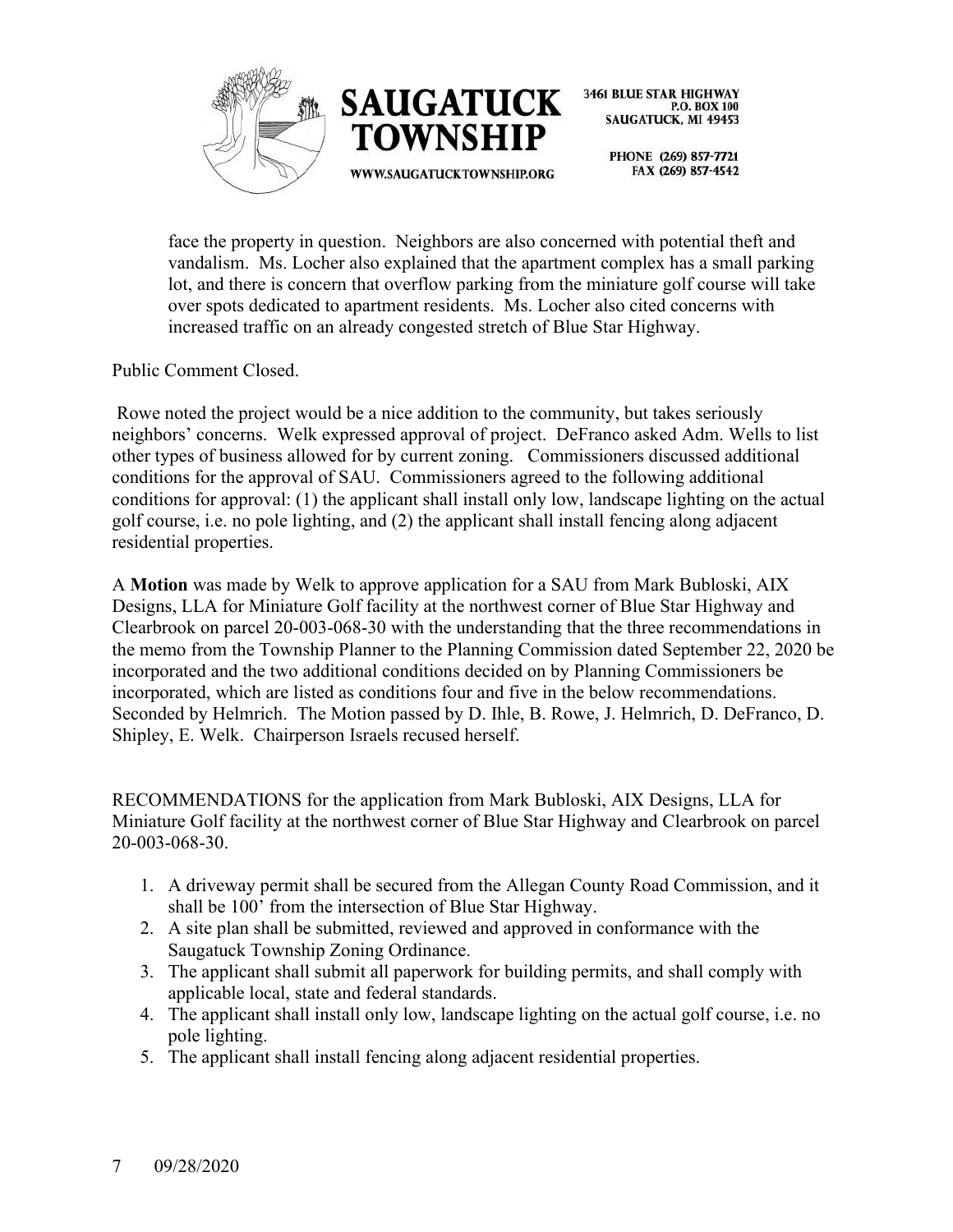face the property in question. Neighbors are also concerned with potential theft and vandalism. Ms. Locher also explained that the apartment complex has a small parking lot, and there is concern that overflow parking from the miniature golf course will take over spots dedicated to apartment residents. Ms. Locher also cited concerns with increased traffic on an already congested stretch of Blue Star Highway.

Public Comment Closed.

Rowe noted the project would be a nice addition to the community, but takes seriously neighbors' concerns. Welk expressed approval of project. DeFranco asked Adm. Wells to list other types of business allowed for by current zoning. Commissioners discussed additional conditions for the approval of SAU. Commissioners agreed to the following additional conditions for approval: (1) the applicant shall install only low, landscape lighting on the actual golf course, i.e. no pole lighting, and (2) the applicant shall install fencing along adjacent residential properties.

A **Motion** was made by Welk to approve application for a SAU from Mark Bubloski, AIX Designs, LLA for Miniature Golf facility at the northwest corner of Blue Star Highway and Clearbrook on parcel 20-003-068-30 with the understanding that the three recommendations in the memo from the Township Planner to the Planning Commission dated September 22, 2020 be incorporated and the two additional conditions decided on by Planning Commissioners be incorporated, which are listed as conditions four and five in the below recommendations. Seconded by Helmrich. The Motion passed by D. Ihle, B. Rowe, J. Helmrich, D. DeFranco, D. Shipley, E. Welk. Chairperson Israels recused herself.

RECOMMENDATIONS for the application from Mark Bubloski, AIX Designs, LLA for Miniature Golf facility at the northwest corner of Blue Star Highway and Clearbrook on parcel 20-003-068-30.

1. A driveway permit shall be secured from the Allegan County Road Commission, and it shall be 100' from the intersection of Blue Star Highway.
2. A site plan shall be submitted, reviewed and approved in conformance with the Saugatuck Township Zoning Ordinance.
3. The applicant shall submit all paperwork for building permits, and shall comply with applicable local, state and federal standards.
4. The applicant shall install only low, landscape lighting on the actual golf course, i.e. no pole lighting.
5. The applicant shall install fencing along adjacent residential properties.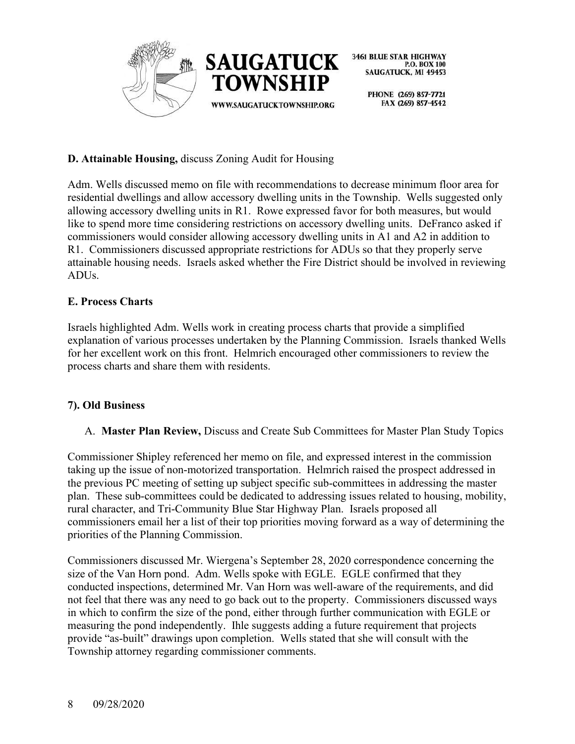**D. Attainable Housing,** discuss Zoning Audit for Housing

Adm. Wells discussed memo on file with recommendations to decrease minimum floor area for residential dwellings and allow accessory dwelling units in the Township. Wells suggested only allowing accessory dwelling units in R1. Rowe expressed favor for both measures, but would like to spend more time considering restrictions on accessory dwelling units. DeFranco asked if commissioners would consider allowing accessory dwelling units in A1 and A2 in addition to R1. Commissioners discussed appropriate restrictions for ADUs so that they properly serve attainable housing needs. Israels asked whether the Fire District should be involved in reviewing ADUs.

**E. Process Charts**

Israels highlighted Adm. Wells work in creating process charts that provide a simplified explanation of various processes undertaken by the Planning Commission. Israels thanked Wells for her excellent work on this front. Helmrich encouraged other commissioners to review the process charts and share them with residents.

**7). Old Business**

A. **Master Plan Review,** Discuss and Create Sub Committees for Master Plan Study Topics

Commissioner Shipley referenced her memo on file, and expressed interest in the commission taking up the issue of non-motorized transportation. Helmrich raised the prospect addressed in the previous PC meeting of setting up subject specific sub-committees in addressing the master plan. These sub-committees could be dedicated to addressing issues related to housing, mobility, rural character, and Tri-Community Blue Star Highway Plan. Israels proposed all commissioners email her a list of their top priorities moving forward as a way of determining the priorities of the Planning Commission.

Commissioners discussed Mr. Wiergena's September 28, 2020 correspondence concerning the size of the Van Horn pond. Adm. Wells spoke with EGLE. EGLE confirmed that they conducted inspections, determined Mr. Van Horn was well-aware of the requirements, and did not feel that there was any need to go back out to the property. Commissioners discussed ways in which to confirm the size of the pond, either through further communication with EGLE or measuring the pond independently. Ihle suggests adding a future requirement that projects provide "as-built" drawings upon completion. Wells stated that she will consult with the Township attorney regarding commissioner comments.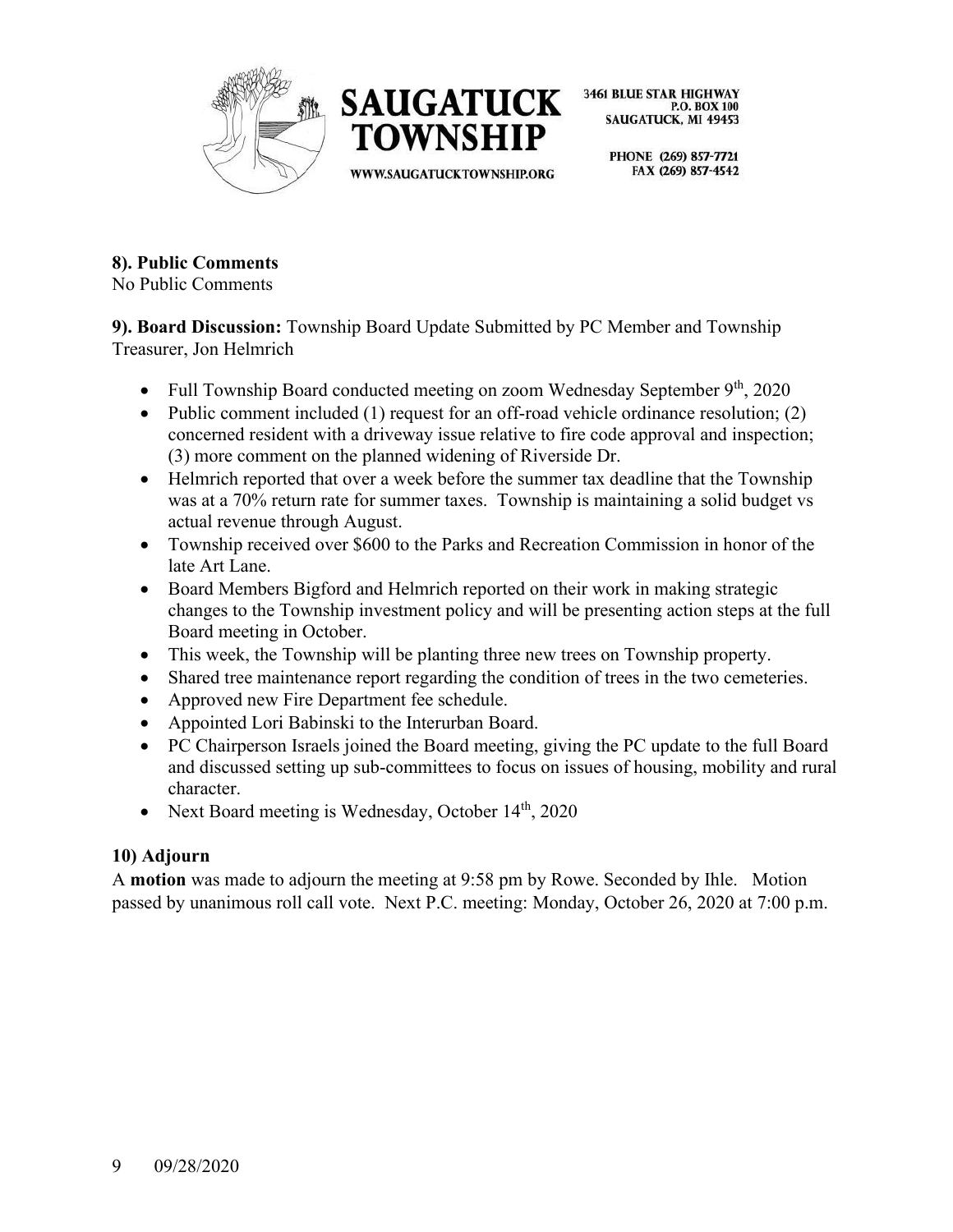**8). Public Comments**
No Public Comments

**9). Board Discussion:** Township Board Update Submitted by PC Member and Township Treasurer, Jon Helmrich

- Full Township Board conducted meeting on zoom Wednesday September 9th, 2020
- Public comment included (1) request for an off-road vehicle ordinance resolution; (2) concerned resident with a driveway issue relative to fire code approval and inspection; (3) more comment on the planned widening of Riverside Dr.
- Helmrich reported that over a week before the summer tax deadline that the Township was at a 70% return rate for summer taxes. Township is maintaining a solid budget vs actual revenue through August.
- Township received over $600 to the Parks and Recreation Commission in honor of the late Art Lane.
- Board Members Bigford and Helmrich reported on their work in making strategic changes to the Township investment policy and will be presenting action steps at the full Board meeting in October.
- This week, the Township will be planting three new trees on Township property.
- Shared tree maintenance report regarding the condition of trees in the two cemeteries.
- Approved new Fire Department fee schedule.
- Appointed Lori Babinski to the Interurban Board.
- PC Chairperson Israels joined the Board meeting, giving the PC update to the full Board and discussed setting up sub-committees to focus on issues of housing, mobility and rural character.
- Next Board meeting is Wednesday, October 14th, 2020

**10) Adjourn**

A **motion** was made to adjourn the meeting at 9:58 pm by Rowe. Seconded by Ihle. Motion passed by unanimous roll call vote. Next P.C. meeting: Monday, October 26, 2020 at 7:00 p.m.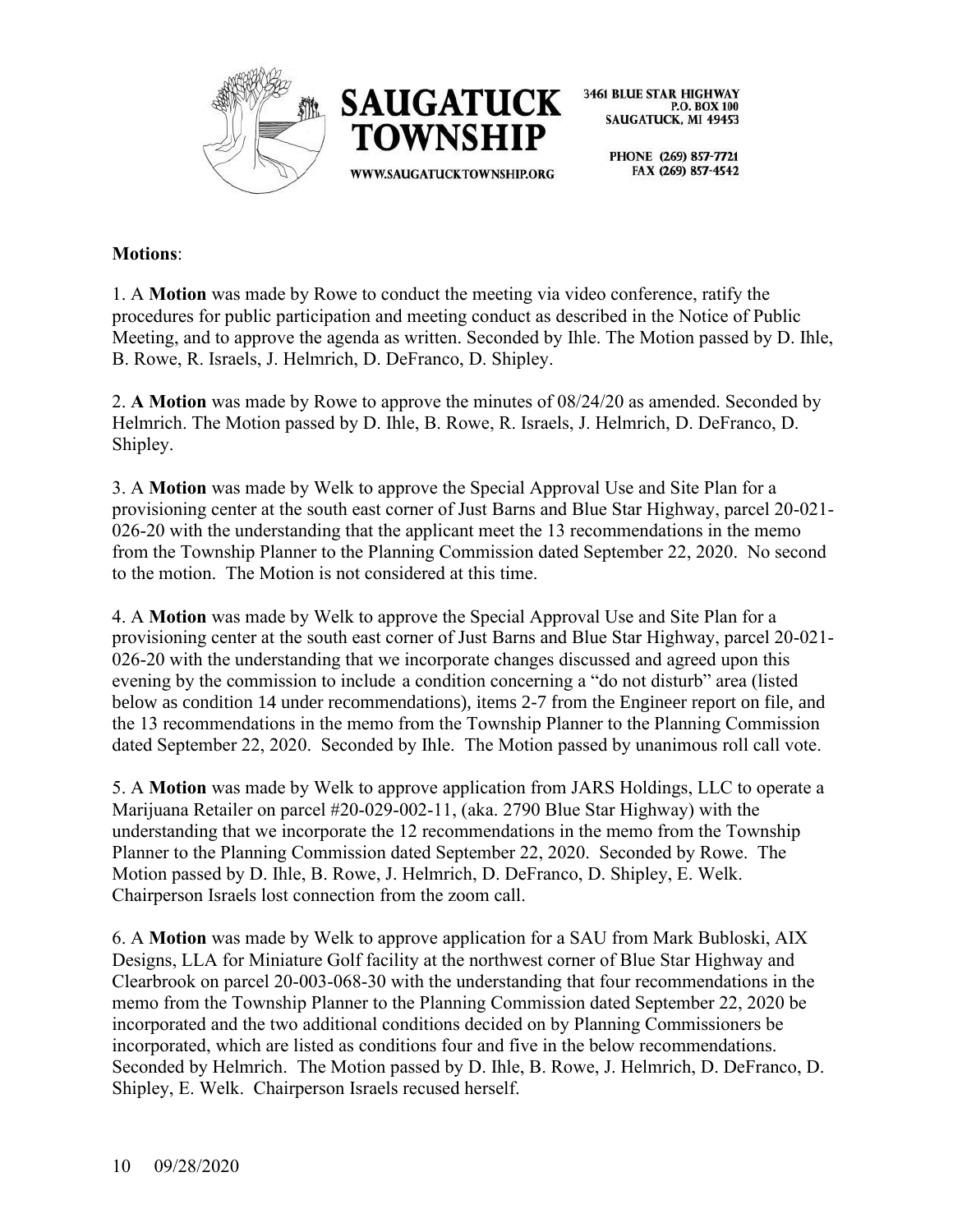**Motions**:

1. A **Motion** was made by Rowe to conduct the meeting via video conference, ratify the procedures for public participation and meeting conduct as described in the Notice of Public Meeting, and to approve the agenda as written. Seconded by Ihle. The Motion passed by D. Ihle, B. Rowe, R. Israels, J. Helmrich, D. DeFranco, D. Shipley.

2. **A Motion** was made by Rowe to approve the minutes of 08/24/20 as amended. Seconded by Helmrich. The Motion passed by D. Ihle, B. Rowe, R. Israels, J. Helmrich, D. DeFranco, D. Shipley.

3. A **Motion** was made by Welk to approve the Special Approval Use and Site Plan for a provisioning center at the south east corner of Just Barns and Blue Star Highway, parcel 20-021-026-20 with the understanding that the applicant meet the 13 recommendations in the memo from the Township Planner to the Planning Commission dated September 22, 2020. No second to the motion. The Motion is not considered at this time.

4. A **Motion** was made by Welk to approve the Special Approval Use and Site Plan for a provisioning center at the south east corner of Just Barns and Blue Star Highway, parcel 20-021-026-20 with the understanding that we incorporate changes discussed and agreed upon this evening by the commission to include a condition concerning a "do not disturb" area (listed below as condition 14 under recommendations), items 2-7 from the Engineer report on file, and the 13 recommendations in the memo from the Township Planner to the Planning Commission dated September 22, 2020. Seconded by Ihle. The Motion passed by unanimous roll call vote.

5. A **Motion** was made by Welk to approve application from JARS Holdings, LLC to operate a Marijuana Retailer on parcel #20-029-002-11, (aka. 2790 Blue Star Highway) with the understanding that we incorporate the 12 recommendations in the memo from the Township Planner to the Planning Commission dated September 22, 2020. Seconded by Rowe. The Motion passed by D. Ihle, B. Rowe, J. Helmrich, D. DeFranco, D. Shipley, E. Welk. Chairperson Israels lost connection from the zoom call.

6. A **Motion** was made by Welk to approve application for a SAU from Mark Bubloski, AIX Designs, LLA for Miniature Golf facility at the northwest corner of Blue Star Highway and Clearbrook on parcel 20-003-068-30 with the understanding that four recommendations in the memo from the Township Planner to the Planning Commission dated September 22, 2020 be incorporated and the two additional conditions decided on by Planning Commissioners be incorporated, which are listed as conditions four and five in the below recommendations. Seconded by Helmrich. The Motion passed by D. Ihle, B. Rowe, J. Helmrich, D. DeFranco, D. Shipley, E. Welk. Chairperson Israels recused herself.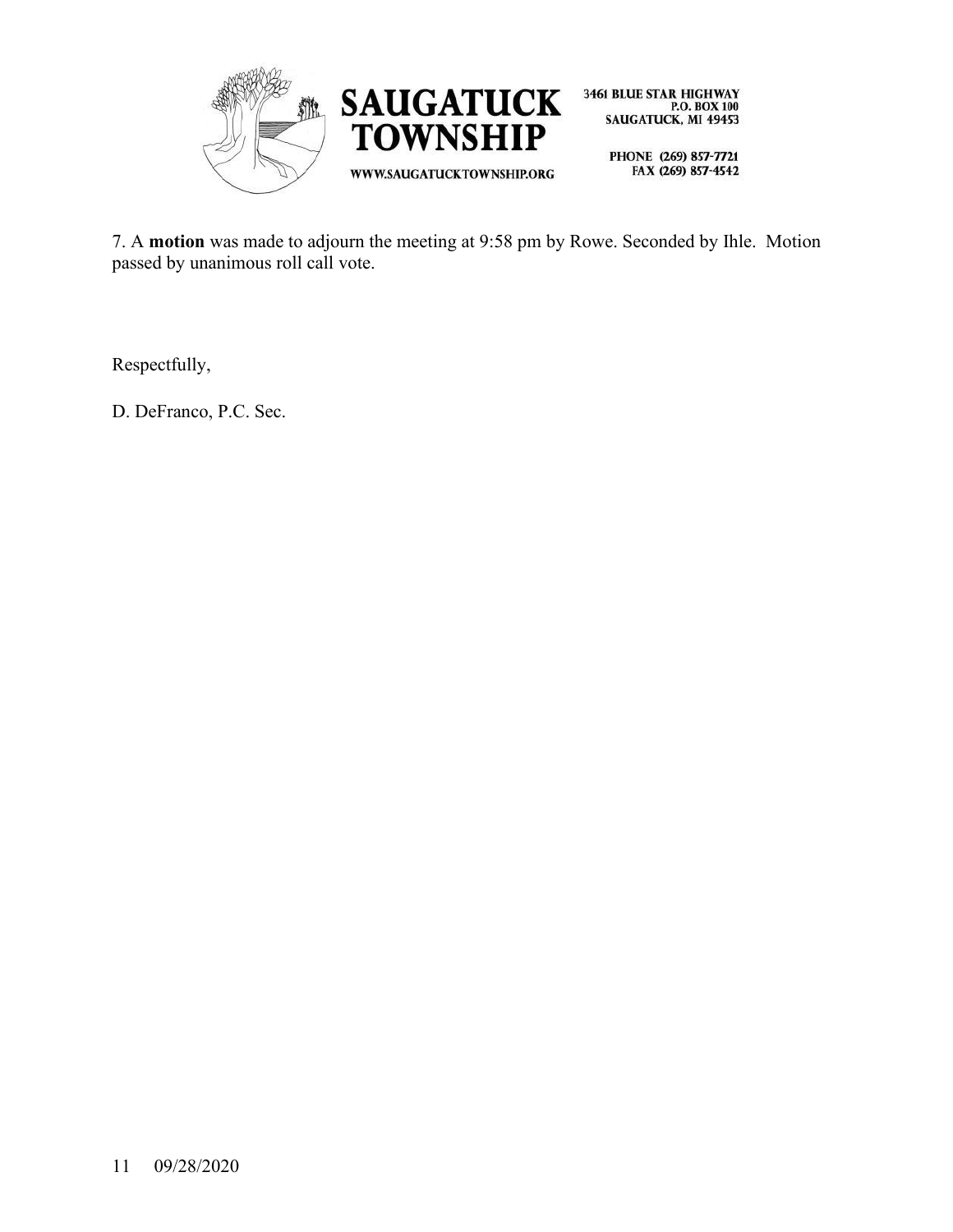7. A **motion** was made to adjourn the meeting at 9:58 pm by Rowe. Seconded by Ihle. Motion passed by unanimous roll call vote.

Respectfully,

D. DeFranco, P.C. Sec.